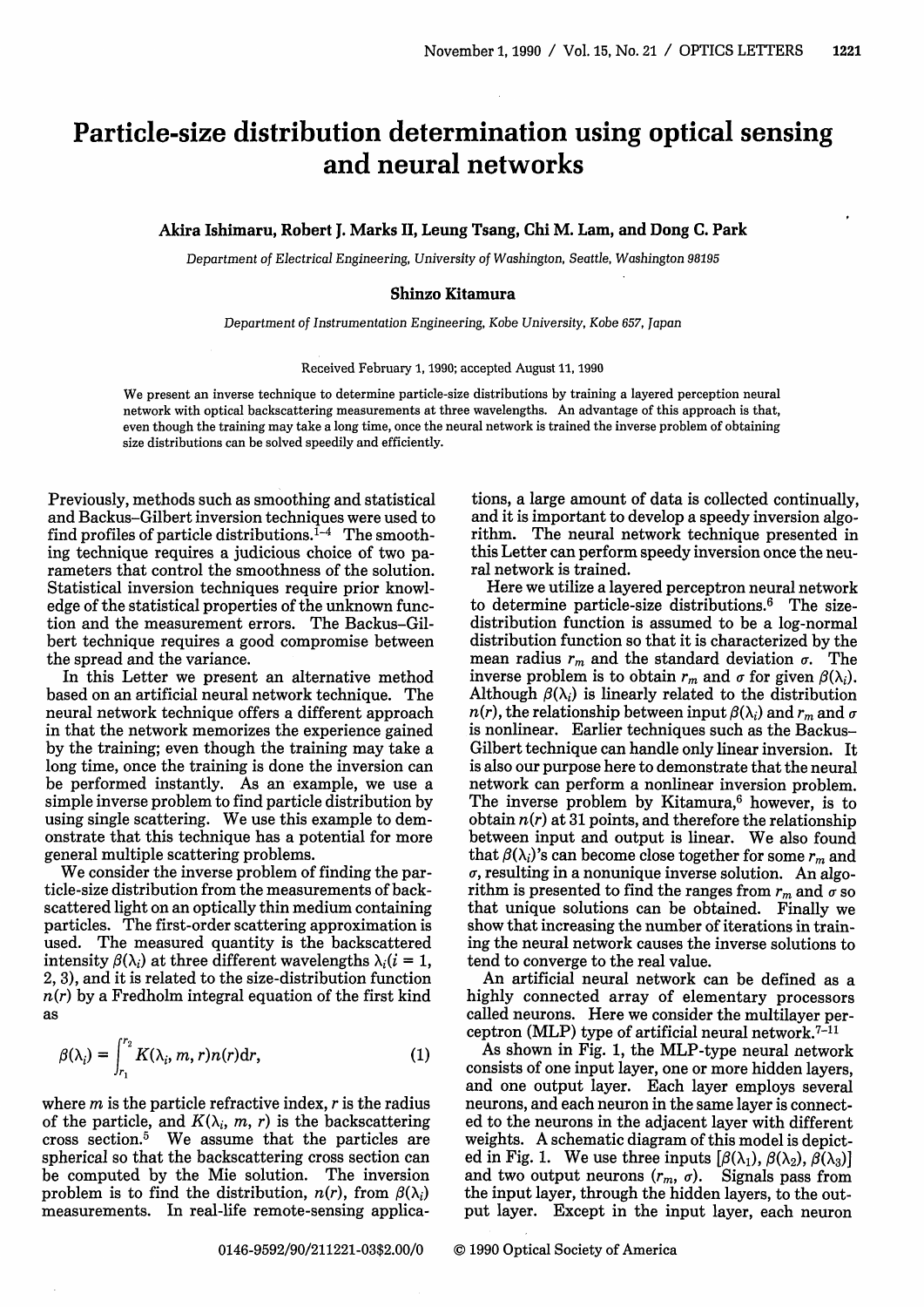# Particle-size distribution determination using optical sensing and neural networks

**Akira Ishimaru, Robert J. Marks II, Leung Tsang, Chi M. Lam, and Dong C. Park**

*Department of Electrical Engineering, University of Washington, Seattle, Washington 98195*

**Shinzo Kitamura**

*Department of Instrumentation Engineering, Kobe University, Kobe 657, Japan*

Received February 1, 1990; accepted August 11, 1990

We present an inverse technique to determine particle-size distributions by training a layered perception neural network with optical backscattering measurements at three wavelengths. An advantage of this approach is that, even though the training may take a long time, once the neural network is trained the inverse problem of obtaining size distributions can be solved speedily and efficiently.

Previously, methods such as smoothing and statistical and Backus–Gilbert inversion techniques were used to find profiles of particle distributions.[1–4] The smoothing technique requires a judicious choice of two parameters that control the smoothness of the solution. Statistical inversion techniques require prior knowledge of the statistical properties of the unknown function and the measurement errors. The Backus–Gilbert technique requires a good compromise between the spread and the variance.

In this Letter we present an alternative method based on an artificial neural network technique. The neural network technique offers a different approach in that the network memorizes the experience gained by the training; even though the training may take a long time, once the training is done the inversion can be performed instantly. As an example, we use a simple inverse problem to find particle distribution by using single scattering. We use this example to demonstrate that this technique has a potential for more general multiple scattering problems.

We consider the inverse problem of finding the particle-size distribution from the measurements of backscattered light on an optically thin medium containing particles. The first-order scattering approximation is used. The measured quantity is the backscattered intensity $\beta(\lambda_i)$ at three different wavelengths $\lambda_i (i = 1, 2, 3)$, and it is related to the size-distribution function $n(r)$ by a Fredholm integral equation of the first kind as

$$\beta(\lambda_i) = \int_{r_1}^{r_2} K(\lambda_i, m, r) n(r) \mathrm{d}r, \qquad (1)$$

where $m$ is the particle refractive index, $r$ is the radius of the particle, and $K(\lambda_i, m, r)$ is the backscattering cross section.[5] We assume that the particles are spherical so that the backscattering cross section can be computed by the Mie solution. The inversion problem is to find the distribution, $n(r)$, from $\beta(\lambda_i)$ measurements. In real-life remote-sensing applications, a large amount of data is collected continually, and it is important to develop a speedy inversion algorithm. The neural network technique presented in this Letter can perform speedy inversion once the neural network is trained.

Here we utilize a layered perceptron neural network to determine particle-size distributions.[6] The size-distribution function is assumed to be a log-normal distribution function so that it is characterized by the mean radius $r_m$ and the standard deviation $\sigma$. The inverse problem is to obtain $r_m$ and $\sigma$ for given $\beta(\lambda_i)$. Although $\beta(\lambda_i)$ is linearly related to the distribution $n(r)$, the relationship between input $\beta(\lambda_i)$ and $r_m$ and $\sigma$ is nonlinear. Earlier techniques such as the Backus–Gilbert technique can handle only linear inversion. It is also our purpose here to demonstrate that the neural network can perform a nonlinear inversion problem. The inverse problem by Kitamura,[6] however, is to obtain $n(r)$ at 31 points, and therefore the relationship between input and output is linear. We also found that $\beta(\lambda_i)$'s can become close together for some $r_m$ and $\sigma$, resulting in a nonunique inverse solution. An algorithm is presented to find the ranges from $r_m$ and $\sigma$ so that unique solutions can be obtained. Finally we show that increasing the number of iterations in training the neural network causes the inverse solutions to tend to converge to the real value.

An artificial neural network can be defined as a highly connected array of elementary processors called neurons. Here we consider the multilayer perceptron (MLP) type of artificial neural network.[7–11]

As shown in Fig. 1, the MLP-type neural network consists of one input layer, one or more hidden layers, and one output layer. Each layer employs several neurons, and each neuron in the same layer is connected to the neurons in the adjacent layer with different weights. A schematic diagram of this model is depicted in Fig. 1. We use three inputs $[\beta(\lambda_1), \beta(\lambda_2), \beta(\lambda_3)]$ and two output neurons ($r_m$, $\sigma$). Signals pass from the input layer, through the hidden layers, to the output layer. Except in the input layer, each neuron

0146-9592/90/211221-03$2.00/0 © 1990 Optical Society of America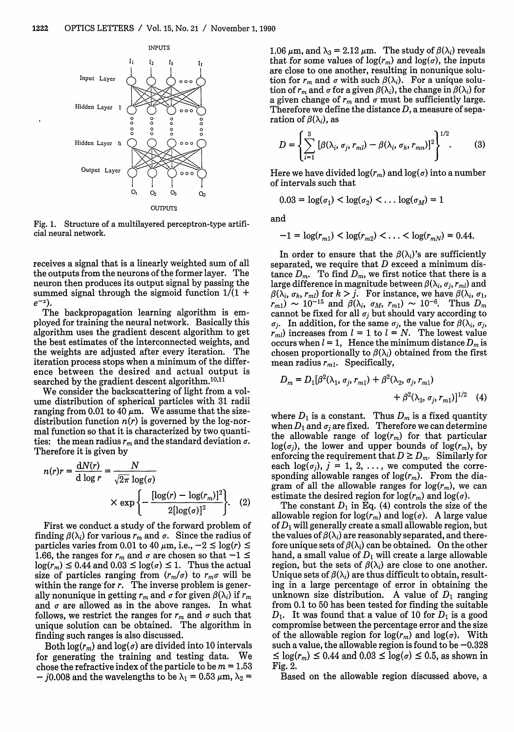Fig. 1. Structure of a multilayered perceptron-type artificial neural network.

receives a signal that is a linearly weighted sum of all the outputs from the neurons of the former layer. The neuron then produces its output signal by passing the summed signal through the sigmoid function $1/(1 + e^{-x})$.

The backpropagation learning algorithm is employed for training the neural network. Basically this algorithm uses the gradient descent algorithm to get the best estimates of the interconnected weights, and the weights are adjusted after every iteration. The iteration process stops when a minimum of the difference between the desired and actual output is searched by the gradient descent algorithm.[10,11]

We consider the backscattering of light from a volume distribution of spherical particles with 31 radii ranging from 0.01 to 40 $\mu$m. We assume that the size-distribution function $n(r)$ is governed by the log-normal function so that it is characterized by two quantities: the mean radius $r_m$ and the standard deviation $\sigma$. Therefore it is given by

$$n(r)r = \frac{\mathrm{d}N(r)}{\mathrm{d}\log r} = \frac{N}{\sqrt{2\pi}\log(\sigma)} \times \exp\left\{-\frac{[\log(r) - \log(r_m)]^2}{2[\log(\sigma)]^2}\right\}. \quad (2)$$

First we conduct a study of the forward problem of finding $\beta(\lambda_i)$ for various $r_m$ and $\sigma$. Since the radius of particles varies from 0.01 to 40 $\mu$m, i.e., $-2 \leq \log(r) \leq 1.66$, the ranges for $r_m$ and $\sigma$ are chosen so that $-1 \leq \log(r_m) \leq 0.44$ and $0.03 \leq \log(\sigma) \leq 1$. Thus the actual size of particles ranging from $(r_m/\sigma)$ to $r_m\sigma$ will be within the range for $r$. The inverse problem is generally nonunique in getting $r_m$ and $\sigma$ for given $\beta(\lambda_i)$ if $r_m$ and $\sigma$ are allowed as in the above ranges. In what follows, we restrict the ranges for $r_m$ and $\sigma$ such that unique solution can be obtained. The algorithm in finding such ranges is also discussed.

Both $\log(r_m)$ and $\log(\sigma)$ are divided into 10 intervals for generating the training and testing data. We chose the refractive index of the particle to be $m = 1.53 - j0.008$ and the wavelengths to be $\lambda_1 = 0.53$ $\mu$m, $\lambda_2 = 1.06$ $\mu$m, and $\lambda_3 = 2.12$ $\mu$m. The study of $\beta(\lambda_i)$ reveals that for some values of $\log(r_m)$ and $\log(\sigma)$, the inputs are close to one another, resulting in nonunique solution for $r_m$ and $\sigma$ with such $\beta(\lambda_i)$. For a unique solution of $r_m$ and $\sigma$ for a given $\beta(\lambda_i)$, the change in $\beta(\lambda_i)$ for a given change of $r_m$ and $\sigma$ must be sufficiently large. Therefore we define the distance $D$, a measure of separation of $\beta(\lambda_i)$, as

$$D = \left\{\sum_{i=1}^{3}[\beta(\lambda_i, \sigma_j, r_{ml}) - \beta(\lambda_i, \sigma_k, r_{mn})]^2\right\}^{1/2}. \quad (3)$$

Here we have divided $\log(r_m)$ and $\log(\sigma)$ into a number of intervals such that

$$0.03 = \log(\sigma_1) < \log(\sigma_2) < \ldots \log(\sigma_M) = 1$$

and

$$-1 = \log(r_{m1}) < \log(r_{m2}) < \ldots < \log(r_{mN}) = 0.44.$$

In order to ensure that the $\beta(\lambda_i)$'s are sufficiently separated, we require that $D$ exceed a minimum distance $D_m$. To find $D_m$, we first notice that there is a large difference in magnitude between $\beta(\lambda_i, \sigma_j, r_{ml})$ and $\beta(\lambda_i, \sigma_k, r_{ml})$ for $k > j$. For instance, we have $\beta(\lambda_i, \sigma_1, r_{m1}) \sim 10^{-15}$ and $\beta(\lambda_i, \sigma_M, r_{m1}) \sim 10^{-6}$. Thus $D_m$ cannot be fixed for all $\sigma_j$ but should vary according to $\sigma_j$. In addition, for the same $\sigma_j$, the value for $\beta(\lambda_i, \sigma_j, r_{ml})$ increases from $l = 1$ to $l = N$. The lowest value occurs when $l = 1$. Hence the minimum distance $D_m$ is chosen proportionally to $\beta(\lambda_i)$ obtained from the first mean radius $r_{m1}$. Specifically,

$$D_m = D_1[\beta^2(\lambda_1, \sigma_j, r_{m1}) + \beta^2(\lambda_2, \sigma_j, r_{m1}) + \beta^2(\lambda_3, \sigma_j, r_{m1})]^{1/2} \quad (4)$$

where $D_1$ is a constant. Thus $D_m$ is a fixed quantity when $D_1$ and $\sigma_j$ are fixed. Therefore we can determine the allowable range of $\log(r_m)$ for that particular $\log(\sigma_j)$, the lower and upper bounds of $\log(r_m)$, by enforcing the requirement that $D \geq D_m$. Similarly for each $\log(\sigma_j)$, $j = 1, 2, \ldots$, we computed the corresponding allowable ranges of $\log(r_m)$. From the diagram of all the allowable ranges for $\log(r_m)$, we can estimate the desired region for $\log(r_m)$ and $\log(\sigma)$.

The constant $D_1$ in Eq. (4) controls the size of the allowable region for $\log(r_m)$ and $\log(\sigma)$. A large value of $D_1$ will generally create a small allowable region, but the values of $\beta(\lambda_i)$ are reasonably separated, and therefore unique sets of $\beta(\lambda_i)$ can be obtained. On the other hand, a small value of $D_1$ will create a large allowable region, but the sets of $\beta(\lambda_i)$ are close to one another. Unique sets of $\beta(\lambda_i)$ are thus difficult to obtain, resulting in a large percentage of error in obtaining the unknown size distribution. A value of $D_1$ ranging from 0.1 to 50 has been tested for finding the suitable $D_1$. It was found that a value of 10 for $D_1$ is a good compromise between the percentage error and the size of the allowable region for $\log(r_m)$ and $\log(\sigma)$. With such a value, the allowable region is found to be $-0.328 \leq \log(r_m) \leq 0.44$ and $0.03 \leq \log(\sigma) \leq 0.5$, as shown in Fig. 2.

Based on the allowable region discussed above, a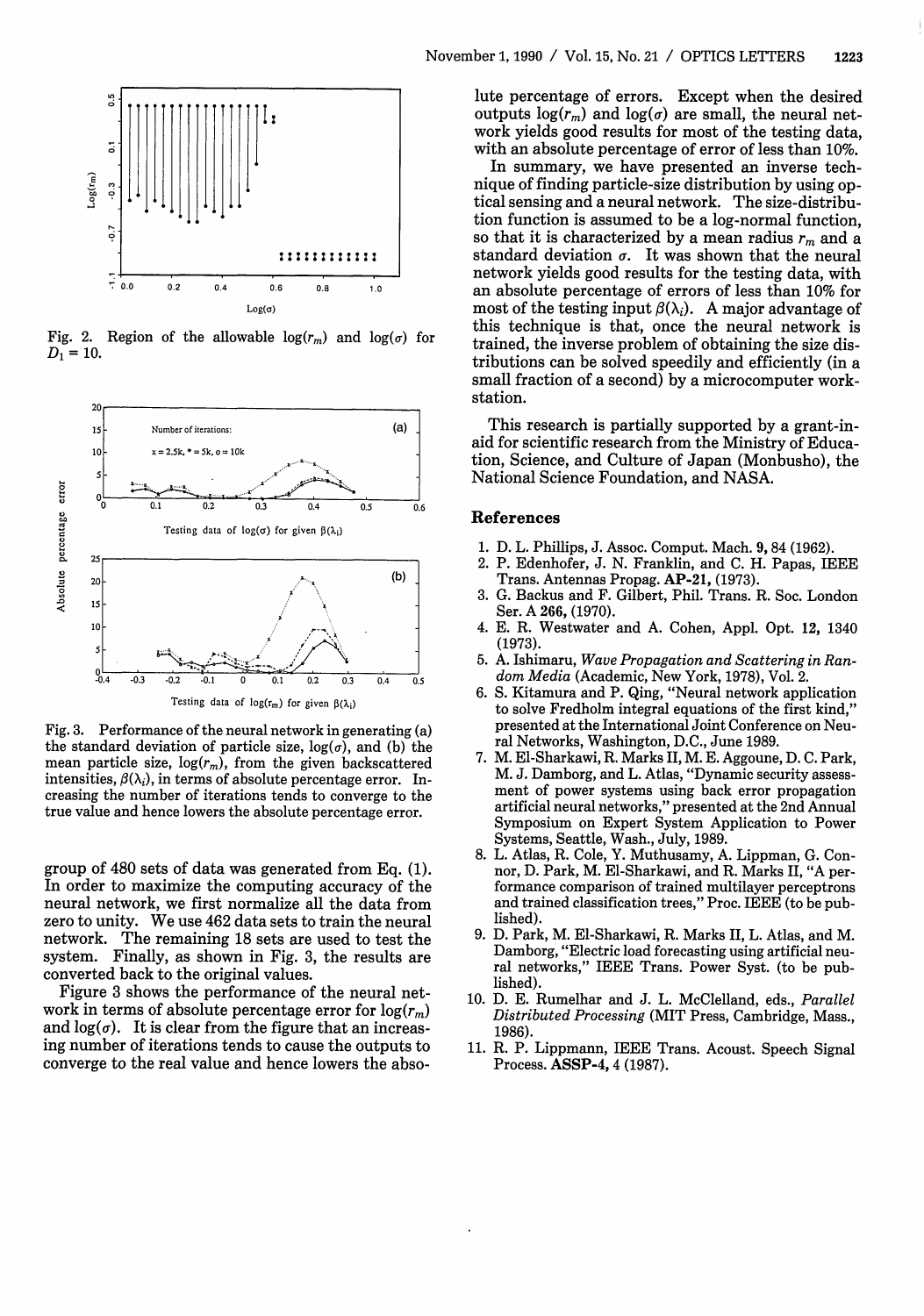Log($r_m$)

0.5
0.1
-0.3
-0.7
-1.1

0.0 0.2 0.4 0.6 0.8 1.0

Log(σ)

Fig. 2. Region of the allowable $\log(r_m)$ and $\log(\sigma)$ for $D_1 = 10$.

Absolute percentage error

Number of iterations:

x = 2.5k, * = 5k, o = 10k

(a)

Testing data of log(σ) for given β(λ$_i$)

(b)

Testing data of log($r_m$) for given β(λ$_i$)

Fig. 3. Performance of the neural network in generating (a) the standard deviation of particle size, $\log(\sigma)$, and (b) the mean particle size, $\log(r_m)$, from the given backscattered intensities, $\beta(\lambda_i)$, in terms of absolute percentage error. Increasing the number of iterations tends to converge to the true value and hence lowers the absolute percentage error.

group of 480 sets of data was generated from Eq. (1). In order to maximize the computing accuracy of the neural network, we first normalize all the data from zero to unity. We use 462 data sets to train the neural network. The remaining 18 sets are used to test the system. Finally, as shown in Fig. 3, the results are converted back to the original values.

Figure 3 shows the performance of the neural network in terms of absolute percentage error for $\log(r_m)$ and $\log(\sigma)$. It is clear from the figure that an increasing number of iterations tends to cause the outputs to converge to the real value and hence lowers the absolute percentage of errors. Except when the desired outputs $\log(r_m)$ and $\log(\sigma)$ are small, the neural network yields good results for most of the testing data, with an absolute percentage of error of less than 10%.

In summary, we have presented an inverse technique of finding particle-size distribution by using optical sensing and a neural network. The size-distribution function is assumed to be a log-normal function, so that it is characterized by a mean radius $r_m$ and a standard deviation $\sigma$. It was shown that the neural network yields good results for the testing data, with an absolute percentage of errors of less than 10% for most of the testing input $\beta(\lambda_i)$. A major advantage of this technique is that, once the neural network is trained, the inverse problem of obtaining the size distributions can be solved speedily and efficiently (in a small fraction of a second) by a microcomputer workstation.

This research is partially supported by a grant-in-aid for scientific research from the Ministry of Education, Science, and Culture of Japan (Monbusho), the National Science Foundation, and NASA.

## References

1. D. L. Phillips, J. Assoc. Comput. Mach. **9**, 84 (1962).
2. P. Edenhofer, J. N. Franklin, and C. H. Papas, IEEE Trans. Antennas Propag. **AP-21**, (1973).
3. G. Backus and F. Gilbert, Phil. Trans. R. Soc. London Ser. A **266**, (1970).
4. E. R. Westwater and A. Cohen, Appl. Opt. **12**, 1340 (1973).
5. A. Ishimaru, *Wave Propagation and Scattering in Random Media* (Academic, New York, 1978), Vol. 2.
6. S. Kitamura and P. Qing, "Neural network application to solve Fredholm integral equations of the first kind," presented at the International Joint Conference on Neural Networks, Washington, D.C., June 1989.
7. M. El-Sharkawi, R. Marks II, M. E. Aggoune, D. C. Park, M. J. Damborg, and L. Atlas, "Dynamic security assessment of power systems using back error propagation artificial neural networks," presented at the 2nd Annual Symposium on Expert System Application to Power Systems, Seattle, Wash., July, 1989.
8. L. Atlas, R. Cole, Y. Muthusamy, A. Lippman, G. Connor, D. Park, M. El-Sharkawi, and R. Marks II, "A performance comparison of trained multilayer perceptrons and trained classification trees," Proc. IEEE (to be published).
9. D. Park, M. El-Sharkawi, R. Marks II, L. Atlas, and M. Damborg, "Electric load forecasting using artificial neural networks," IEEE Trans. Power Syst. (to be published).
10. D. E. Rumelhar and J. L. McClelland, eds., *Parallel Distributed Processing* (MIT Press, Cambridge, Mass., 1986).
11. R. P. Lippmann, IEEE Trans. Acoust. Speech Signal Process. **ASSP-4**, 4 (1987).